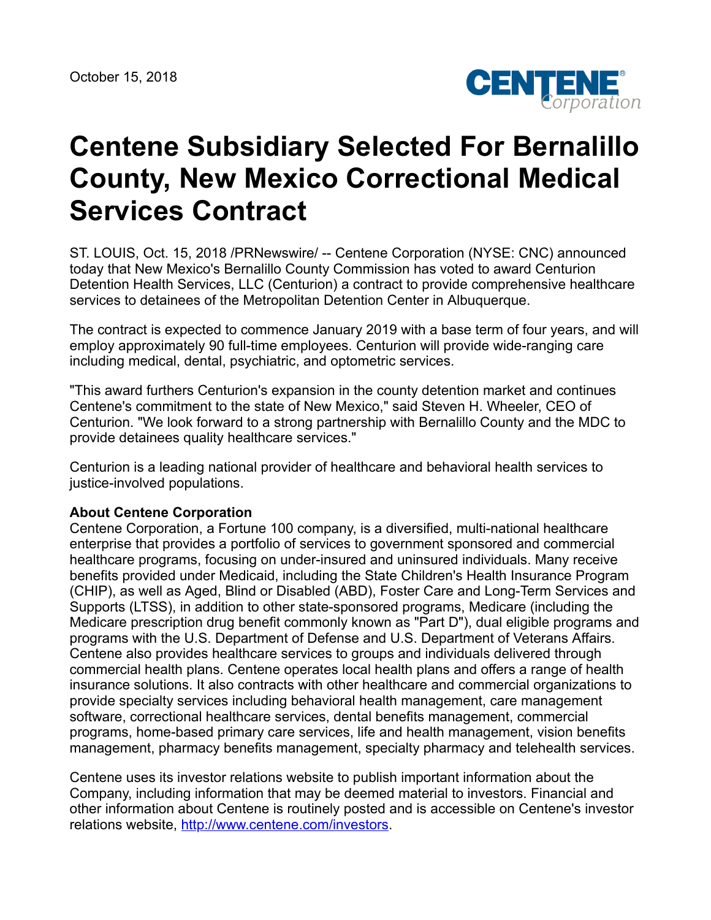October 15, 2018

# Centene Subsidiary Selected For Bernalillo County, New Mexico Correctional Medical Services Contract

ST. LOUIS, Oct. 15, 2018 /PRNewswire/ -- Centene Corporation (NYSE: CNC) announced today that New Mexico's Bernalillo County Commission has voted to award Centurion Detention Health Services, LLC (Centurion) a contract to provide comprehensive healthcare services to detainees of the Metropolitan Detention Center in Albuquerque.

The contract is expected to commence January 2019 with a base term of four years, and will employ approximately 90 full-time employees. Centurion will provide wide-ranging care including medical, dental, psychiatric, and optometric services.

"This award furthers Centurion's expansion in the county detention market and continues Centene's commitment to the state of New Mexico," said Steven H. Wheeler, CEO of Centurion. "We look forward to a strong partnership with Bernalillo County and the MDC to provide detainees quality healthcare services."

Centurion is a leading national provider of healthcare and behavioral health services to justice-involved populations.

**About Centene Corporation**
Centene Corporation, a Fortune 100 company, is a diversified, multi-national healthcare enterprise that provides a portfolio of services to government sponsored and commercial healthcare programs, focusing on under-insured and uninsured individuals. Many receive benefits provided under Medicaid, including the State Children's Health Insurance Program (CHIP), as well as Aged, Blind or Disabled (ABD), Foster Care and Long-Term Services and Supports (LTSS), in addition to other state-sponsored programs, Medicare (including the Medicare prescription drug benefit commonly known as "Part D"), dual eligible programs and programs with the U.S. Department of Defense and U.S. Department of Veterans Affairs. Centene also provides healthcare services to groups and individuals delivered through commercial health plans. Centene operates local health plans and offers a range of health insurance solutions. It also contracts with other healthcare and commercial organizations to provide specialty services including behavioral health management, care management software, correctional healthcare services, dental benefits management, commercial programs, home-based primary care services, life and health management, vision benefits management, pharmacy benefits management, specialty pharmacy and telehealth services.

Centene uses its investor relations website to publish important information about the Company, including information that may be deemed material to investors. Financial and other information about Centene is routinely posted and is accessible on Centene's investor relations website, http://www.centene.com/investors.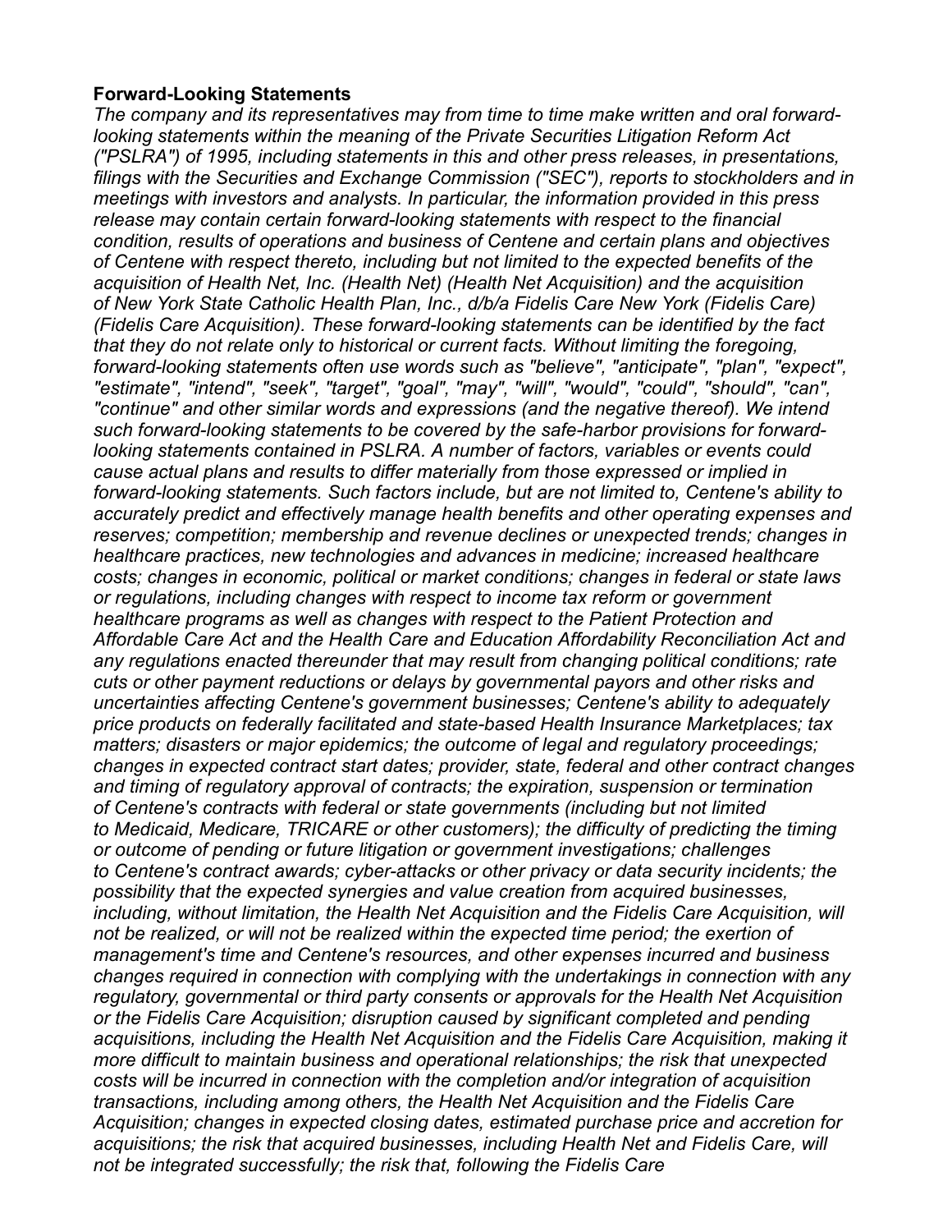**Forward-Looking Statements**

*The company and its representatives may from time to time make written and oral forward-looking statements within the meaning of the Private Securities Litigation Reform Act ("PSLRA") of 1995, including statements in this and other press releases, in presentations, filings with the Securities and Exchange Commission ("SEC"), reports to stockholders and in meetings with investors and analysts. In particular, the information provided in this press release may contain certain forward-looking statements with respect to the financial condition, results of operations and business of Centene and certain plans and objectives of Centene with respect thereto, including but not limited to the expected benefits of the acquisition of Health Net, Inc. (Health Net) (Health Net Acquisition) and the acquisition of New York State Catholic Health Plan, Inc., d/b/a Fidelis Care New York (Fidelis Care) (Fidelis Care Acquisition). These forward-looking statements can be identified by the fact that they do not relate only to historical or current facts. Without limiting the foregoing, forward-looking statements often use words such as "believe", "anticipate", "plan", "expect", "estimate", "intend", "seek", "target", "goal", "may", "will", "would", "could", "should", "can", "continue" and other similar words and expressions (and the negative thereof). We intend such forward-looking statements to be covered by the safe-harbor provisions for forward-looking statements contained in PSLRA. A number of factors, variables or events could cause actual plans and results to differ materially from those expressed or implied in forward-looking statements. Such factors include, but are not limited to, Centene's ability to accurately predict and effectively manage health benefits and other operating expenses and reserves; competition; membership and revenue declines or unexpected trends; changes in healthcare practices, new technologies and advances in medicine; increased healthcare costs; changes in economic, political or market conditions; changes in federal or state laws or regulations, including changes with respect to income tax reform or government healthcare programs as well as changes with respect to the Patient Protection and Affordable Care Act and the Health Care and Education Affordability Reconciliation Act and any regulations enacted thereunder that may result from changing political conditions; rate cuts or other payment reductions or delays by governmental payors and other risks and uncertainties affecting Centene's government businesses; Centene's ability to adequately price products on federally facilitated and state-based Health Insurance Marketplaces; tax matters; disasters or major epidemics; the outcome of legal and regulatory proceedings; changes in expected contract start dates; provider, state, federal and other contract changes and timing of regulatory approval of contracts; the expiration, suspension or termination of Centene's contracts with federal or state governments (including but not limited to Medicaid, Medicare, TRICARE or other customers); the difficulty of predicting the timing or outcome of pending or future litigation or government investigations; challenges to Centene's contract awards; cyber-attacks or other privacy or data security incidents; the possibility that the expected synergies and value creation from acquired businesses, including, without limitation, the Health Net Acquisition and the Fidelis Care Acquisition, will not be realized, or will not be realized within the expected time period; the exertion of management's time and Centene's resources, and other expenses incurred and business changes required in connection with complying with the undertakings in connection with any regulatory, governmental or third party consents or approvals for the Health Net Acquisition or the Fidelis Care Acquisition; disruption caused by significant completed and pending acquisitions, including the Health Net Acquisition and the Fidelis Care Acquisition, making it more difficult to maintain business and operational relationships; the risk that unexpected costs will be incurred in connection with the completion and/or integration of acquisition transactions, including among others, the Health Net Acquisition and the Fidelis Care Acquisition; changes in expected closing dates, estimated purchase price and accretion for acquisitions; the risk that acquired businesses, including Health Net and Fidelis Care, will not be integrated successfully; the risk that, following the Fidelis Care*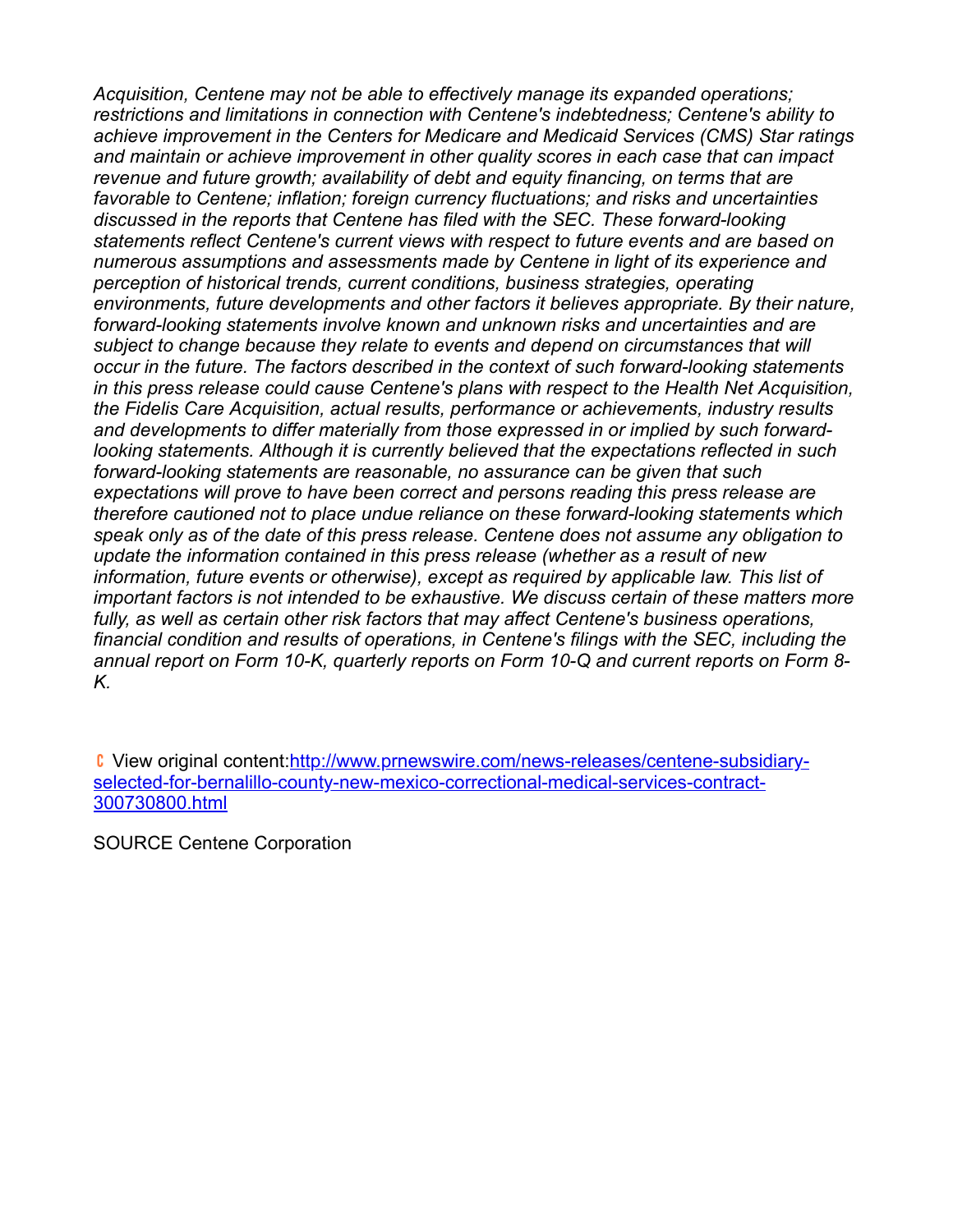*Acquisition, Centene may not be able to effectively manage its expanded operations; restrictions and limitations in connection with Centene's indebtedness; Centene's ability to achieve improvement in the Centers for Medicare and Medicaid Services (CMS) Star ratings and maintain or achieve improvement in other quality scores in each case that can impact revenue and future growth; availability of debt and equity financing, on terms that are favorable to Centene; inflation; foreign currency fluctuations; and risks and uncertainties discussed in the reports that Centene has filed with the SEC. These forward-looking statements reflect Centene's current views with respect to future events and are based on numerous assumptions and assessments made by Centene in light of its experience and perception of historical trends, current conditions, business strategies, operating environments, future developments and other factors it believes appropriate. By their nature, forward-looking statements involve known and unknown risks and uncertainties and are subject to change because they relate to events and depend on circumstances that will occur in the future. The factors described in the context of such forward-looking statements in this press release could cause Centene's plans with respect to the Health Net Acquisition, the Fidelis Care Acquisition, actual results, performance or achievements, industry results and developments to differ materially from those expressed in or implied by such forward-looking statements. Although it is currently believed that the expectations reflected in such forward-looking statements are reasonable, no assurance can be given that such expectations will prove to have been correct and persons reading this press release are therefore cautioned not to place undue reliance on these forward-looking statements which speak only as of the date of this press release. Centene does not assume any obligation to update the information contained in this press release (whether as a result of new information, future events or otherwise), except as required by applicable law. This list of important factors is not intended to be exhaustive. We discuss certain of these matters more fully, as well as certain other risk factors that may affect Centene's business operations, financial condition and results of operations, in Centene's filings with the SEC, including the annual report on Form 10-K, quarterly reports on Form 10-Q and current reports on Form 8-K.*

View original content:http://www.prnewswire.com/news-releases/centene-subsidiary-selected-for-bernalillo-county-new-mexico-correctional-medical-services-contract-300730800.html

SOURCE Centene Corporation